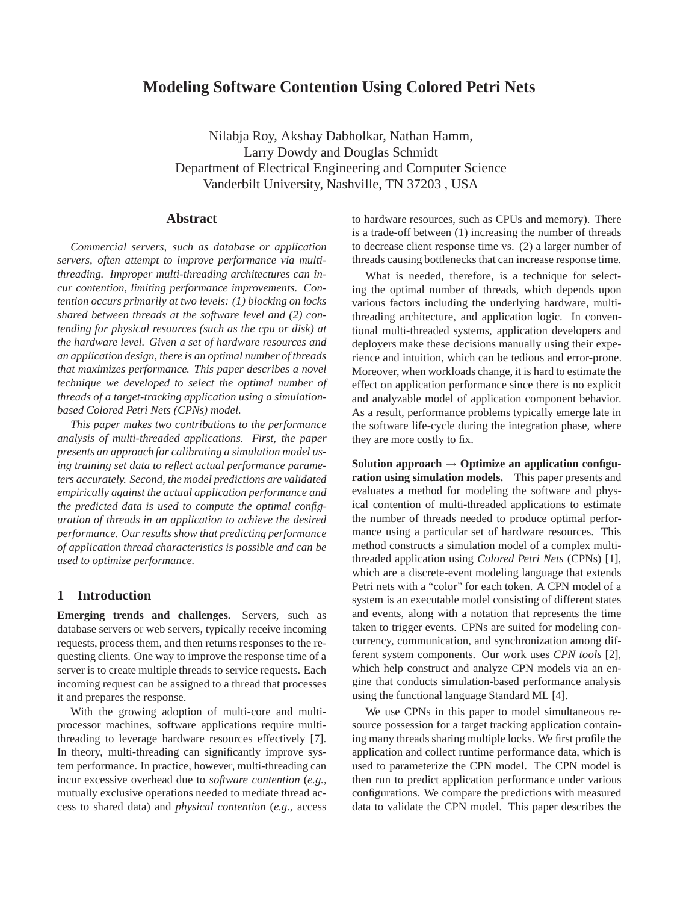# Modeling Software Contention Using Colored Petri Nets

Nilabja Roy, Akshay Dabholkar, Nathan Hamm,
Larry Dowdy and Douglas Schmidt
Department of Electrical Engineering and Computer Science
Vanderbilt University, Nashville, TN 37203 , USA

## Abstract

*Commercial servers, such as database or application servers, often attempt to improve performance via multi-threading. Improper multi-threading architectures can incur contention, limiting performance improvements. Contention occurs primarily at two levels: (1) blocking on locks shared between threads at the software level and (2) contending for physical resources (such as the cpu or disk) at the hardware level. Given a set of hardware resources and an application design, there is an optimal number of threads that maximizes performance. This paper describes a novel technique we developed to select the optimal number of threads of a target-tracking application using a simulation-based Colored Petri Nets (CPNs) model.*

*This paper makes two contributions to the performance analysis of multi-threaded applications. First, the paper presents an approach for calibrating a simulation model using training set data to reflect actual performance parameters accurately. Second, the model predictions are validated empirically against the actual application performance and the predicted data is used to compute the optimal configuration of threads in an application to achieve the desired performance. Our results show that predicting performance of application thread characteristics is possible and can be used to optimize performance.*

## 1 Introduction

**Emerging trends and challenges.** Servers, such as database servers or web servers, typically receive incoming requests, process them, and then returns responses to the requesting clients. One way to improve the response time of a server is to create multiple threads to service requests. Each incoming request can be assigned to a thread that processes it and prepares the response.

With the growing adoption of multi-core and multi-processor machines, software applications require multi-threading to leverage hardware resources effectively [7]. In theory, multi-threading can significantly improve system performance. In practice, however, multi-threading can incur excessive overhead due to *software contention* (*e.g.*, mutually exclusive operations needed to mediate thread access to shared data) and *physical contention* (*e.g.*, access to hardware resources, such as CPUs and memory). There is a trade-off between (1) increasing the number of threads to decrease client response time vs. (2) a larger number of threads causing bottlenecks that can increase response time.

What is needed, therefore, is a technique for selecting the optimal number of threads, which depends upon various factors including the underlying hardware, multi-threading architecture, and application logic. In conventional multi-threaded systems, application developers and deployers make these decisions manually using their experience and intuition, which can be tedious and error-prone. Moreover, when workloads change, it is hard to estimate the effect on application performance since there is no explicit and analyzable model of application component behavior. As a result, performance problems typically emerge late in the software life-cycle during the integration phase, where they are more costly to fix.

**Solution approach → Optimize an application configuration using simulation models.** This paper presents and evaluates a method for modeling the software and physical contention of multi-threaded applications to estimate the number of threads needed to produce optimal performance using a particular set of hardware resources. This method constructs a simulation model of a complex multi-threaded application using *Colored Petri Nets* (CPNs) [1], which are a discrete-event modeling language that extends Petri nets with a "color" for each token. A CPN model of a system is an executable model consisting of different states and events, along with a notation that represents the time taken to trigger events. CPNs are suited for modeling concurrency, communication, and synchronization among different system components. Our work uses *CPN tools* [2], which help construct and analyze CPN models via an engine that conducts simulation-based performance analysis using the functional language Standard ML [4].

We use CPNs in this paper to model simultaneous resource possession for a target tracking application containing many threads sharing multiple locks. We first profile the application and collect runtime performance data, which is used to parameterize the CPN model. The CPN model is then run to predict application performance under various configurations. We compare the predictions with measured data to validate the CPN model. This paper describes the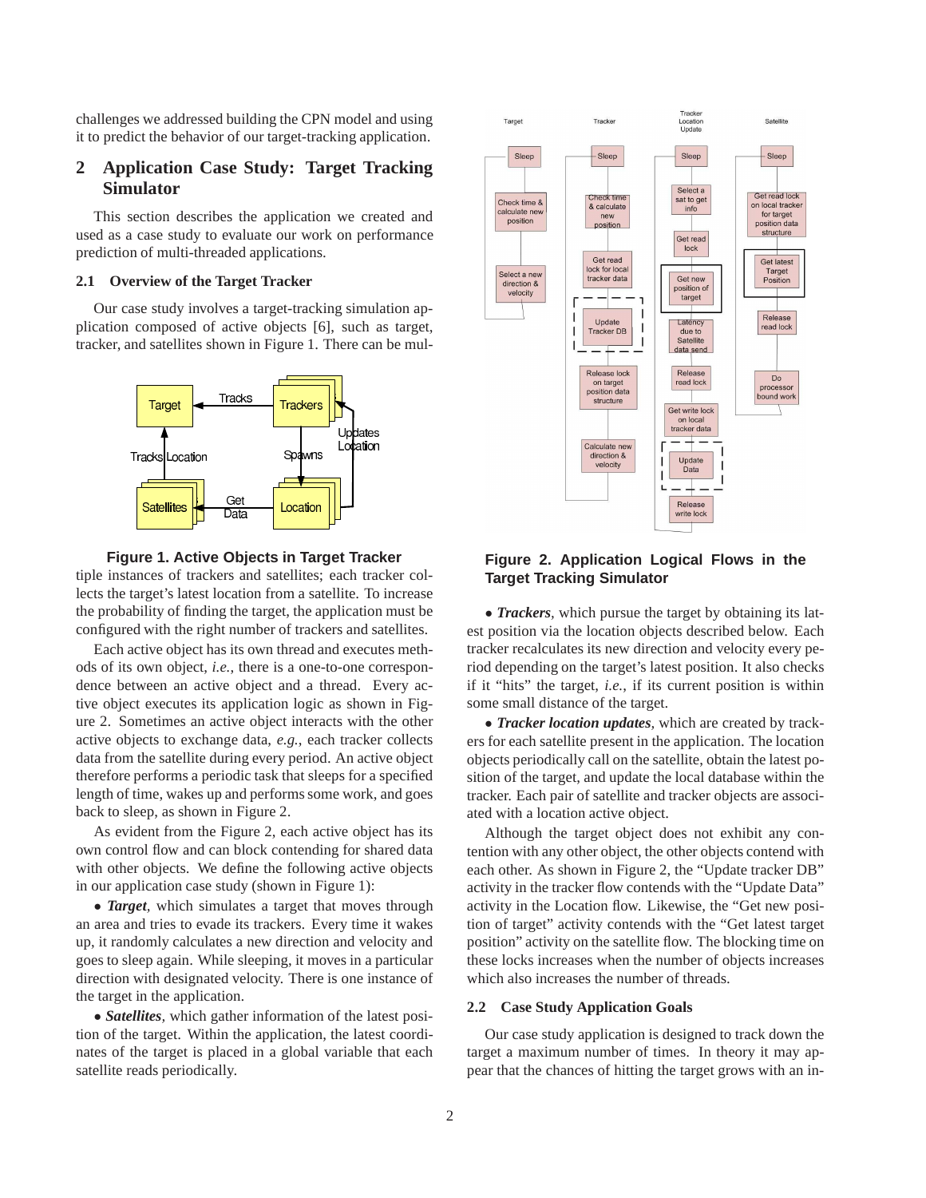challenges we addressed building the CPN model and using it to predict the behavior of our target-tracking application.

## 2 Application Case Study: Target Tracking Simulator

This section describes the application we created and used as a case study to evaluate our work on performance prediction of multi-threaded applications.

### 2.1 Overview of the Target Tracker

Our case study involves a target-tracking simulation application composed of active objects [6], such as target, tracker, and satellites shown in Figure 1. There can be multiple instances of trackers and satellites; each tracker collects the target's latest location from a satellite. To increase the probability of finding the target, the application must be configured with the right number of trackers and satellites.

**Figure 1. Active Objects in Target Tracker**

Each active object has its own thread and executes methods of its own object, *i.e.*, there is a one-to-one correspondence between an active object and a thread. Every active object executes its application logic as shown in Figure 2. Sometimes an active object interacts with the other active objects to exchange data, *e.g.*, each tracker collects data from the satellite during every period. An active object therefore performs a periodic task that sleeps for a specified length of time, wakes up and performs some work, and goes back to sleep, as shown in Figure 2.

As evident from the Figure 2, each active object has its own control flow and can block contending for shared data with other objects. We define the following active objects in our application case study (shown in Figure 1):

- ***Target***, which simulates a target that moves through an area and tries to evade its trackers. Every time it wakes up, it randomly calculates a new direction and velocity and goes to sleep again. While sleeping, it moves in a particular direction with designated velocity. There is one instance of the target in the application.

- ***Satellites***, which gather information of the latest position of the target. Within the application, the latest coordinates of the target is placed in a global variable that each satellite reads periodically.

**Figure 2. Application Logical Flows in the Target Tracking Simulator**

- ***Trackers***, which pursue the target by obtaining its latest position via the location objects described below. Each tracker recalculates its new direction and velocity every period depending on the target's latest position. It also checks if it "hits" the target, *i.e.*, if its current position is within some small distance of the target.

- ***Tracker location updates***, which are created by trackers for each satellite present in the application. The location objects periodically call on the satellite, obtain the latest position of the target, and update the local database within the tracker. Each pair of satellite and tracker objects are associated with a location active object.

Although the target object does not exhibit any contention with any other object, the other objects contend with each other. As shown in Figure 2, the "Update tracker DB" activity in the tracker flow contends with the "Update Data" activity in the Location flow. Likewise, the "Get new position of target" activity contends with the "Get latest target position" activity on the satellite flow. The blocking time on these locks increases when the number of objects increases which also increases the number of threads.

### 2.2 Case Study Application Goals

Our case study application is designed to track down the target a maximum number of times. In theory it may appear that the chances of hitting the target grows with an in-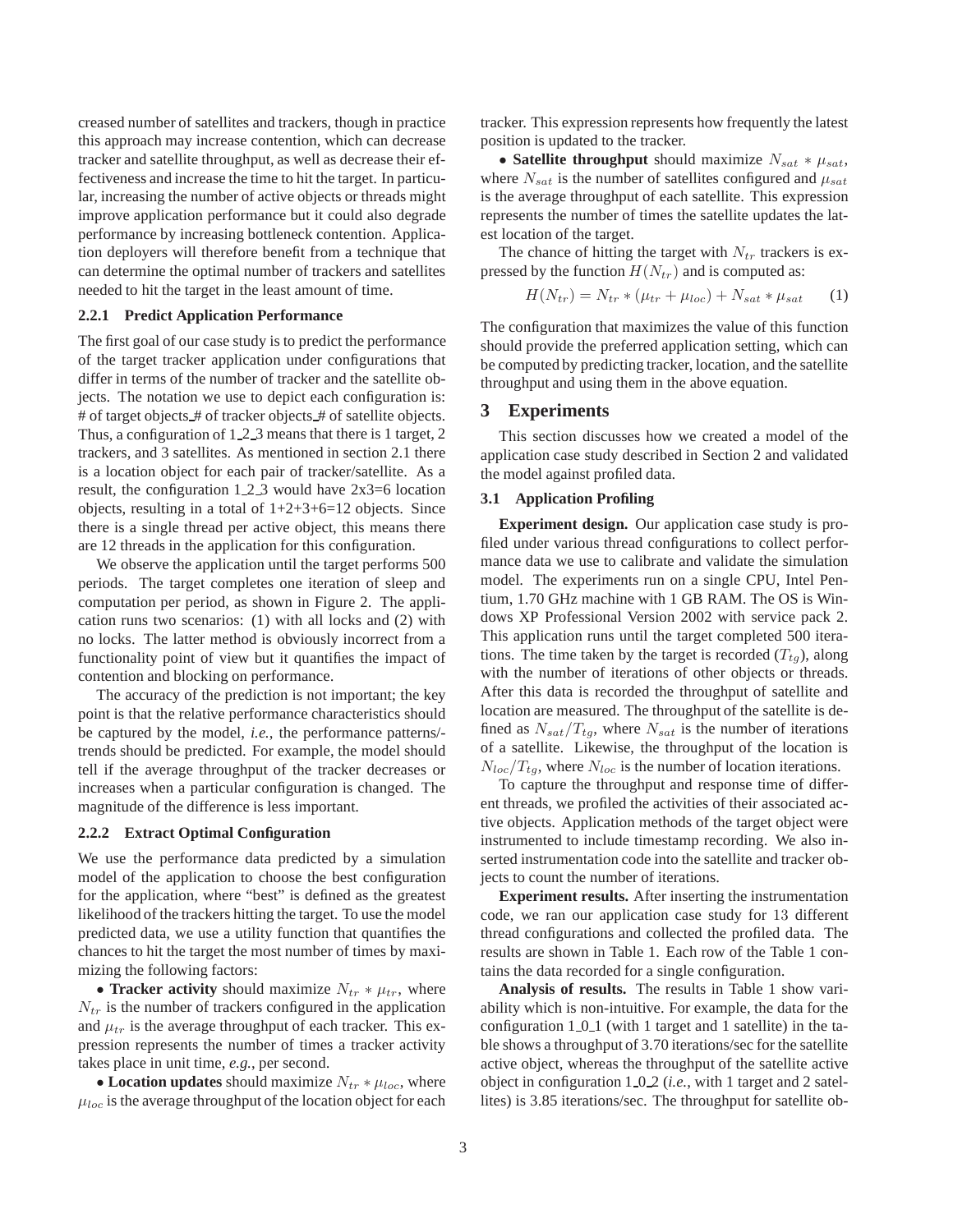creased number of satellites and trackers, though in practice this approach may increase contention, which can decrease tracker and satellite throughput, as well as decrease their effectiveness and increase the time to hit the target. In particular, increasing the number of active objects or threads might improve application performance but it could also degrade performance by increasing bottleneck contention. Application deployers will therefore benefit from a technique that can determine the optimal number of trackers and satellites needed to hit the target in the least amount of time.

#### 2.2.1 Predict Application Performance

The first goal of our case study is to predict the performance of the target tracker application under configurations that differ in terms of the number of tracker and the satellite objects. The notation we use to depict each configuration is: # of target objects_# of tracker objects_# of satellite objects. Thus, a configuration of 1_2_3 means that there is 1 target, 2 trackers, and 3 satellites. As mentioned in section 2.1 there is a location object for each pair of tracker/satellite. As a result, the configuration 1_2_3 would have 2x3=6 location objects, resulting in a total of 1+2+3+6=12 objects. Since there is a single thread per active object, this means there are 12 threads in the application for this configuration.

We observe the application until the target performs 500 periods. The target completes one iteration of sleep and computation per period, as shown in Figure 2. The application runs two scenarios: (1) with all locks and (2) with no locks. The latter method is obviously incorrect from a functionality point of view but it quantifies the impact of contention and blocking on performance.

The accuracy of the prediction is not important; the key point is that the relative performance characteristics should be captured by the model, *i.e.*, the performance patterns/trends should be predicted. For example, the model should tell if the average throughput of the tracker decreases or increases when a particular configuration is changed. The magnitude of the difference is less important.

#### 2.2.2 Extract Optimal Configuration

We use the performance data predicted by a simulation model of the application to choose the best configuration for the application, where "best" is defined as the greatest likelihood of the trackers hitting the target. To use the model predicted data, we use a utility function that quantifies the chances to hit the target the most number of times by maximizing the following factors:

- **Tracker activity** should maximize $N_{tr} * \mu_{tr}$, where $N_{tr}$ is the number of trackers configured in the application and $\mu_{tr}$ is the average throughput of each tracker. This expression represents the number of times a tracker activity takes place in unit time, *e.g.*, per second.
- **Location updates** should maximize $N_{tr} * \mu_{loc}$, where $\mu_{loc}$ is the average throughput of the location object for each tracker. This expression represents how frequently the latest position is updated to the tracker.
- **Satellite throughput** should maximize $N_{sat} * \mu_{sat}$, where $N_{sat}$ is the number of satellites configured and $\mu_{sat}$ is the average throughput of each satellite. This expression represents the number of times the satellite updates the latest location of the target.

The chance of hitting the target with $N_{tr}$ trackers is expressed by the function $H(N_{tr})$ and is computed as:

$$H(N_{tr}) = N_{tr} * (\mu_{tr} + \mu_{loc}) + N_{sat} * \mu_{sat} \quad (1)$$

The configuration that maximizes the value of this function should provide the preferred application setting, which can be computed by predicting tracker, location, and the satellite throughput and using them in the above equation.

## 3 Experiments

This section discusses how we created a model of the application case study described in Section 2 and validated the model against profiled data.

### 3.1 Application Profiling

**Experiment design.** Our application case study is profiled under various thread configurations to collect performance data we use to calibrate and validate the simulation model. The experiments run on a single CPU, Intel Pentium, 1.70 GHz machine with 1 GB RAM. The OS is Windows XP Professional Version 2002 with service pack 2. This application runs until the target completed 500 iterations. The time taken by the target is recorded ($T_{tg}$), along with the number of iterations of other objects or threads. After this data is recorded the throughput of satellite and location are measured. The throughput of the satellite is defined as $N_{sat}/T_{tg}$, where $N_{sat}$ is the number of iterations of a satellite. Likewise, the throughput of the location is $N_{loc}/T_{tg}$, where $N_{loc}$ is the number of location iterations.

To capture the throughput and response time of different threads, we profiled the activities of their associated active objects. Application methods of the target object were instrumented to include timestamp recording. We also inserted instrumentation code into the satellite and tracker objects to count the number of iterations.

**Experiment results.** After inserting the instrumentation code, we ran our application case study for 13 different thread configurations and collected the profiled data. The results are shown in Table 1. Each row of the Table 1 contains the data recorded for a single configuration.

**Analysis of results.** The results in Table 1 show variability which is non-intuitive. For example, the data for the configuration 1_0_1 (with 1 target and 1 satellite) in the table shows a throughput of 3.70 iterations/sec for the satellite active object, whereas the throughput of the satellite active object in configuration 1_0_2 (*i.e.*, with 1 target and 2 satellites) is 3.85 iterations/sec. The throughput for satellite ob-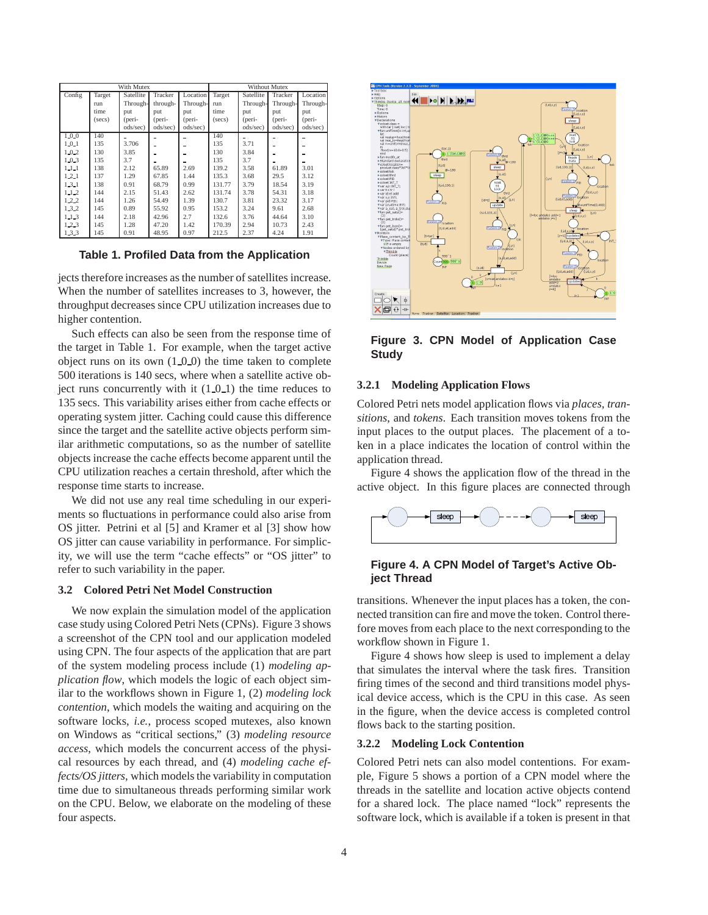| With Mutex | | | | | Without Mutex | | | |
|---|---|---|---|---|---|---|---|---|
| Config | Target run time (secs) | Satellite Through-put (peri-ods/sec) | Tracker through-put (peri-ods/sec) | Location Through-put (peri-ods/sec) | Target run time (secs) | Satellite Through-put (peri-ods/sec) | Tracker Through-put (peri-ods/sec) | Location Through-put (peri-ods/sec) |
| 1_0_0 | 140 | - | - | - | 140 | - | - | - |
| 1_0_1 | 135 | 3.706 | - | - | 135 | 3.71 | - | - |
| 1_0_2 | 130 | 3.85 | - | - | 130 | 3.84 | - | - |
| 1_0_3 | 135 | 3.7 | - | - | 135 | 3.7 | - | - |
| 1_1_1 | 138 | 2.12 | 65.89 | 2.69 | 139.2 | 3.58 | 61.89 | 3.01 |
| 1_2_1 | 137 | 1.29 | 67.85 | 1.44 | 135.3 | 3.68 | 29.5 | 3.12 |
| 1_3_1 | 138 | 0.91 | 68.79 | 0.99 | 131.77 | 3.79 | 18.54 | 3.19 |
| 1_1_2 | 144 | 2.15 | 51.43 | 2.62 | 131.74 | 3.78 | 54.31 | 3.18 |
| 1_2_2 | 144 | 1.26 | 54.49 | 1.39 | 130.7 | 3.81 | 23.32 | 3.17 |
| 1_3_2 | 145 | 0.89 | 55.92 | 0.95 | 153.2 | 3.24 | 9.61 | 2.68 |
| 1_1_3 | 144 | 2.18 | 42.96 | 2.7 | 132.6 | 3.76 | 44.64 | 3.10 |
| 1_2_3 | 145 | 1.28 | 47.20 | 1.42 | 170.39 | 2.94 | 10.73 | 2.43 |
| 1_3_3 | 145 | 0.91 | 48.95 | 0.97 | 212.5 | 2.37 | 4.24 | 1.91 |

**Table 1. Profiled Data from the Application**

jects therefore increases as the number of satellites increase. When the number of satellites increases to 3, however, the throughput decreases since CPU utilization increases due to higher contention.

Such effects can also be seen from the response time of the target in Table 1. For example, when the target active object runs on its own (1_0_0) the time taken to complete 500 iterations is 140 secs, where when a satellite active object runs concurrently with it (1_0_1) the time reduces to 135 secs. This variability arises either from cache effects or operating system jitter. Caching could cause this difference since the target and the satellite active objects perform similar arithmetic computations, so as the number of satellite objects increase the cache effects become apparent until the CPU utilization reaches a certain threshold, after which the response time starts to increase.

We did not use any real time scheduling in our experiments so fluctuations in performance could also arise from OS jitter. Petrini et al [5] and Kramer et al [3] show how OS jitter can cause variability in performance. For simplicity, we will use the term "cache effects" or "OS jitter" to refer to such variability in the paper.

### 3.2 Colored Petri Net Model Construction

We now explain the simulation model of the application case study using Colored Petri Nets (CPNs). Figure 3 shows a screenshot of the CPN tool and our application modeled using CPN. The four aspects of the application that are part of the system modeling process include (1) *modeling application flow*, which models the logic of each object similar to the workflows shown in Figure 1, (2) *modeling lock contention*, which models the waiting and acquiring on the software locks, *i.e.,* process scoped mutexes, also known on Windows as "critical sections," (3) *modeling resource access*, which models the concurrent access of the physical resources by each thread, and (4) *modeling cache effects/OS jitters*, which models the variability in computation time due to simultaneous threads performing similar work on the CPU. Below, we elaborate on the modeling of these four aspects.

**Figure 3. CPN Model of Application Case Study**

#### 3.2.1 Modeling Application Flows

Colored Petri nets model application flows via *places*, *transitions*, and *tokens*. Each transition moves tokens from the input places to the output places. The placement of a token in a place indicates the location of control within the application thread.

Figure 4 shows the application flow of the thread in the active object. In this figure places are connected through transitions. Whenever the input places has a token, the connected transition can fire and move the token. Control therefore moves from each place to the next corresponding to the workflow shown in Figure 1.

**Figure 4. A CPN Model of Target's Active Object Thread**

Figure 4 shows how sleep is used to implement a delay that simulates the interval where the task fires. Transition firing times of the second and third transitions model physical device access, which is the CPU in this case. As seen in the figure, when the device access is completed control flows back to the starting position.

#### 3.2.2 Modeling Lock Contention

Colored Petri nets can also model contentions. For example, Figure 5 shows a portion of a CPN model where the threads in the satellite and location active objects contend for a shared lock. The place named "lock" represents the software lock, which is available if a token is present in that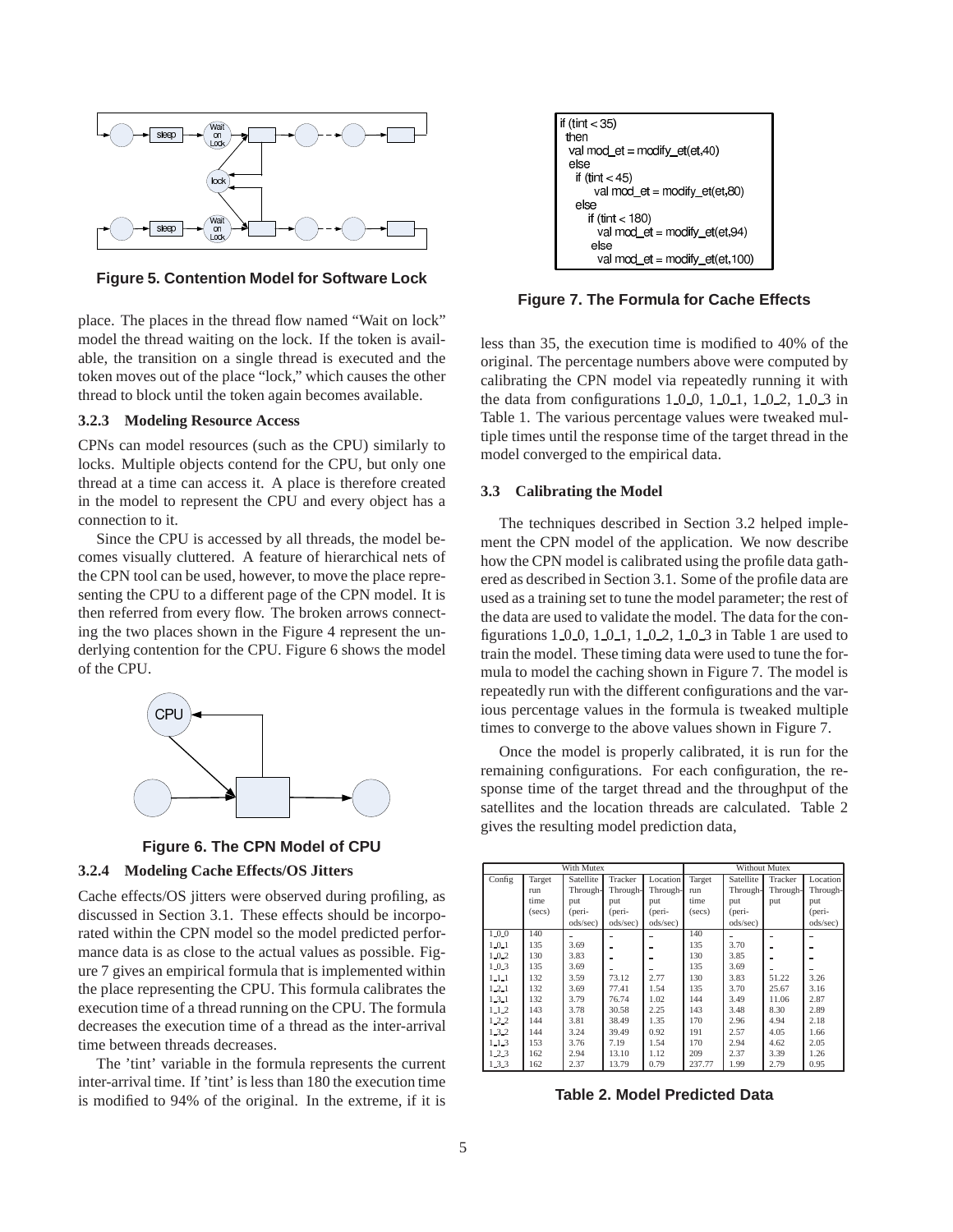Figure 5. Contention Model for Software Lock

place. The places in the thread flow named "Wait on lock" model the thread waiting on the lock. If the token is available, the transition on a single thread is executed and the token moves out of the place "lock," which causes the other thread to block until the token again becomes available.

#### 3.2.3 Modeling Resource Access

CPNs can model resources (such as the CPU) similarly to locks. Multiple objects contend for the CPU, but only one thread at a time can access it. A place is therefore created in the model to represent the CPU and every object has a connection to it.

Since the CPU is accessed by all threads, the model becomes visually cluttered. A feature of hierarchical nets of the CPN tool can be used, however, to move the place representing the CPU to a different page of the CPN model. It is then referred from every flow. The broken arrows connecting the two places shown in the Figure 4 represent the underlying contention for the CPU. Figure 6 shows the model of the CPU.

Figure 6. The CPN Model of CPU

#### 3.2.4 Modeling Cache Effects/OS Jitters

Cache effects/OS jitters were observed during profiling, as discussed in Section 3.1. These effects should be incorporated within the CPN model so the model predicted performance data is as close to the actual values as possible. Figure 7 gives an empirical formula that is implemented within the place representing the CPU. This formula calibrates the execution time of a thread running on the CPU. The formula decreases the execution time of a thread as the inter-arrival time between threads decreases.

The 'tint' variable in the formula represents the current inter-arrival time. If 'tint' is less than 180 the execution time is modified to 94% of the original. In the extreme, if it is less than 35, the execution time is modified to 40% of the original. The percentage numbers above were computed by calibrating the CPN model via repeatedly running it with the data from configurations 1_0_0, 1_0_1, 1_0_2, 1_0_3 in Table 1. The various percentage values were tweaked multiple times until the response time of the target thread in the model converged to the empirical data.

```
if (tint < 35)
 then
  val mod_et = modify_et(et,40)
  else
   if (tint < 45)
       val mod_et = modify_et(et,80)
   else
     if (tint < 180)
       val mod_et = modify_et(et,94)
      else
       val mod_et = modify_et(et,100)
```

Figure 7. The Formula for Cache Effects

### 3.3 Calibrating the Model

The techniques described in Section 3.2 helped implement the CPN model of the application. We now describe how the CPN model is calibrated using the profile data gathered as described in Section 3.1. Some of the profile data are used as a training set to tune the model parameter; the rest of the data are used to validate the model. The data for the configurations 1_0_0, 1_0_1, 1_0_2, 1_0_3 in Table 1 are used to train the model. These timing data were used to tune the formula to model the caching shown in Figure 7. The model is repeatedly run with the different configurations and the various percentage values in the formula is tweaked multiple times to converge to the above values shown in Figure 7.

Once the model is properly calibrated, it is run for the remaining configurations. For each configuration, the response time of the target thread and the throughput of the satellites and the location threads are calculated. Table 2 gives the resulting model prediction data,

| | With Mutex | | | | Without Mutex | | | |
|---|---|---|---|---|---|---|---|---|
| Config | Target run time (secs) | Satellite Throughput (periods/sec) | Tracker Throughput (periods/sec) | Location Throughput (periods/sec) | Target run time (secs) | Satellite Throughput (periods/sec) | Tracker Throughput | Location Throughput (periods/sec) |
| 1_0_0 | 140 | – | – | – | 140 | – | – | – |
| 1_0_1 | 135 | 3.69 | – | – | 135 | 3.70 | – | – |
| 1_0_2 | 130 | 3.83 | – | – | 130 | 3.85 | – | – |
| 1_0_3 | 135 | 3.69 | – | – | 135 | 3.69 | – | – |
| 1_1_1 | 132 | 3.59 | 73.12 | 2.77 | 130 | 3.83 | 51.22 | 3.26 |
| 1_2_1 | 132 | 3.69 | 77.41 | 1.54 | 135 | 3.70 | 25.67 | 3.16 |
| 1_3_1 | 132 | 3.79 | 76.74 | 1.02 | 144 | 3.49 | 11.06 | 2.87 |
| 1_1_2 | 143 | 3.78 | 30.58 | 2.25 | 143 | 3.48 | 8.30 | 2.89 |
| 1_2_2 | 144 | 3.81 | 38.49 | 1.35 | 170 | 2.96 | 4.94 | 2.18 |
| 1_3_2 | 144 | 3.24 | 39.49 | 0.92 | 191 | 2.57 | 4.05 | 1.66 |
| 1_1_3 | 153 | 3.76 | 7.19 | 1.54 | 170 | 2.94 | 4.62 | 2.05 |
| 1_2_3 | 162 | 2.94 | 13.10 | 1.12 | 209 | 2.37 | 3.39 | 1.26 |
| 1_3_3 | 162 | 2.37 | 13.79 | 0.79 | 237.77 | 1.99 | 2.79 | 0.95 |

Table 2. Model Predicted Data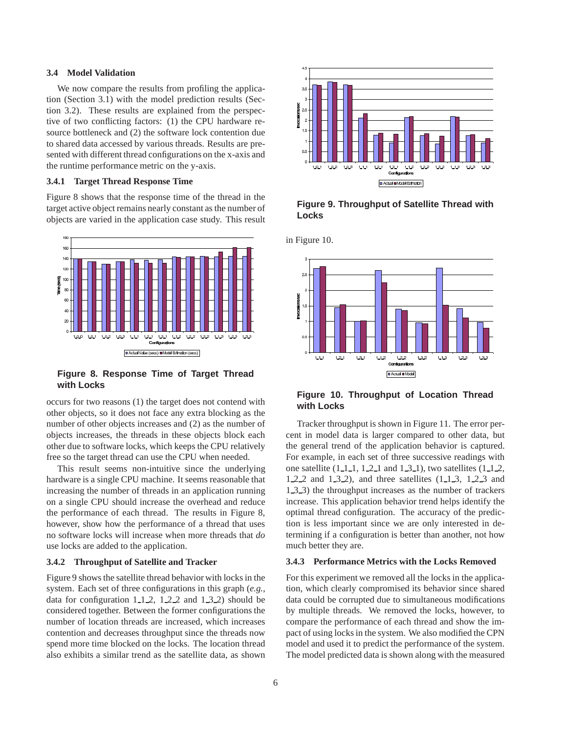### 3.4 Model Validation

We now compare the results from profiling the application (Section 3.1) with the model prediction results (Section 3.2). These results are explained from the perspective of two conflicting factors: (1) the CPU hardware resource bottleneck and (2) the software lock contention due to shared data accessed by various threads. Results are presented with different thread configurations on the x-axis and the runtime performance metric on the y-axis.

#### 3.4.1 Target Thread Response Time

Figure 8 shows that the response time of the thread in the target active object remains nearly constant as the number of objects are varied in the application case study. This result occurs for two reasons (1) the target does not contend with other objects, so it does not face any extra blocking as the number of other objects increases and (2) as the number of objects increases, the threads in these objects block each other due to software locks, which keeps the CPU relatively free so the target thread can use the CPU when needed.

**Figure 8. Response Time of Target Thread with Locks**

This result seems non-intuitive since the underlying hardware is a single CPU machine. It seems reasonable that increasing the number of threads in an application running on a single CPU should increase the overhead and reduce the performance of each thread. The results in Figure 8, however, show how the performance of a thread that uses no software locks will increase when more threads that *do* use locks are added to the application.

#### 3.4.2 Throughput of Satellite and Tracker

Figure 9 shows the satellite thread behavior with locks in the system. Each set of three configurations in this graph (*e.g.*, data for configuration 1_1_2, 1_2_2 and 1_3_2) should be considered together. Between the former configurations the number of location threads are increased, which increases contention and decreases throughput since the threads now spend more time blocked on the locks. The location thread also exhibits a similar trend as the satellite data, as shown in Figure 10.

**Figure 9. Throughput of Satellite Thread with Locks**

**Figure 10. Throughput of Location Thread with Locks**

Tracker throughput is shown in Figure 11. The error percent in model data is larger compared to other data, but the general trend of the application behavior is captured. For example, in each set of three successive readings with one satellite (1_1_1, 1_2_1 and 1_3_1), two satellites (1_1_2, 1_2_2 and 1_3_2), and three satellites (1_1_3, 1_2_3 and 1_3_3) the throughput increases as the number of trackers increase. This application behavior trend helps identify the optimal thread configuration. The accuracy of the prediction is less important since we are only interested in determining if a configuration is better than another, not how much better they are.

#### 3.4.3 Performance Metrics with the Locks Removed

For this experiment we removed all the locks in the application, which clearly compromised its behavior since shared data could be corrupted due to simultaneous modifications by multiple threads. We removed the locks, however, to compare the performance of each thread and show the impact of using locks in the system. We also modified the CPN model and used it to predict the performance of the system. The model predicted data is shown along with the measured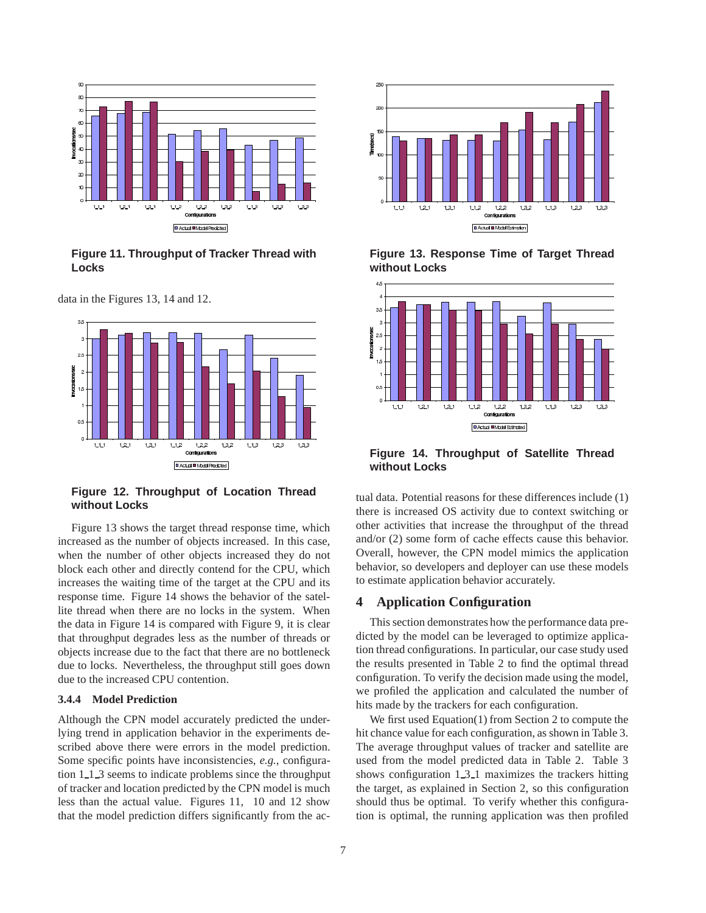Figure 11. Throughput of Tracker Thread with Locks

data in the Figures 13, 14 and 12.

Figure 12. Throughput of Location Thread without Locks

Figure 13 shows the target thread response time, which increased as the number of objects increased. In this case, when the number of other objects increased they do not block each other and directly contend for the CPU, which increases the waiting time of the target at the CPU and its response time. Figure 14 shows the behavior of the satellite thread when there are no locks in the system. When the data in Figure 14 is compared with Figure 9, it is clear that throughput degrades less as the number of threads or objects increase due to the fact that there are no bottleneck due to locks. Nevertheless, the throughput still goes down due to the increased CPU contention.

### 3.4.4 Model Prediction

Although the CPN model accurately predicted the underlying trend in application behavior in the experiments described above there were errors in the model prediction. Some specific points have inconsistencies, *e.g.*, configuration 1_1_3 seems to indicate problems since the throughput of tracker and location predicted by the CPN model is much less than the actual value. Figures 11, 10 and 12 show that the model prediction differs significantly from the actual data. Potential reasons for these differences include (1) there is increased OS activity due to context switching or other activities that increase the throughput of the thread and/or (2) some form of cache effects cause this behavior. Overall, however, the CPN model mimics the application behavior, so developers and deployer can use these models to estimate application behavior accurately.

Figure 13. Response Time of Target Thread without Locks

Figure 14. Throughput of Satellite Thread without Locks

## 4 Application Configuration

This section demonstrates how the performance data predicted by the model can be leveraged to optimize application thread configurations. In particular, our case study used the results presented in Table 2 to find the optimal thread configuration. To verify the decision made using the model, we profiled the application and calculated the number of hits made by the trackers for each configuration.

We first used Equation(1) from Section 2 to compute the hit chance value for each configuration, as shown in Table 3. The average throughput values of tracker and satellite are used from the model predicted data in Table 2. Table 3 shows configuration 1_3_1 maximizes the trackers hitting the target, as explained in Section 2, so this configuration should thus be optimal. To verify whether this configuration is optimal, the running application was then profiled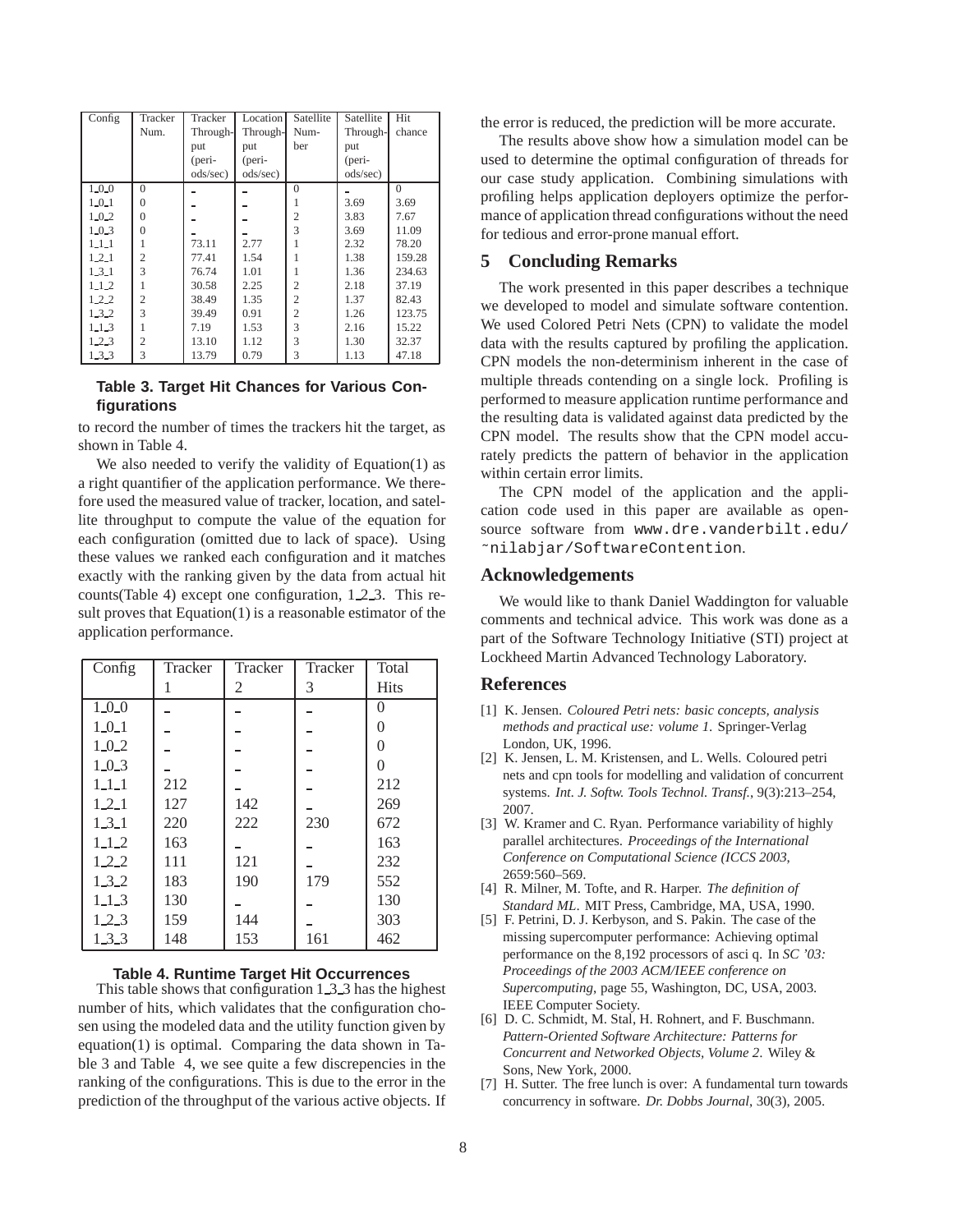| Config | Tracker Num. | Tracker Throughput (periods/sec) | Location Throughput (periods/sec) | Satellite Number | Satellite Throughput (periods/sec) | Hit chance |
| --- | --- | --- | --- | --- | --- | --- |
| 1_0_0 | 0 | – | – | 0 | – | 0 |
| 1_0_1 | 0 | – | – | 1 | 3.69 | 3.69 |
| 1_0_2 | 0 | – | – | 2 | 3.83 | 7.67 |
| 1_0_3 | 0 | – | – | 3 | 3.69 | 11.09 |
| 1_1_1 | 1 | 73.11 | 2.77 | 1 | 2.32 | 78.20 |
| 1_2_1 | 2 | 77.41 | 1.54 | 1 | 1.38 | 159.28 |
| 1_3_1 | 3 | 76.74 | 1.01 | 1 | 1.36 | 234.63 |
| 1_1_2 | 1 | 30.58 | 2.25 | 2 | 2.18 | 37.19 |
| 1_2_2 | 2 | 38.49 | 1.35 | 2 | 1.37 | 82.43 |
| 1_3_2 | 3 | 39.49 | 0.91 | 2 | 1.26 | 123.75 |
| 1_1_3 | 1 | 7.19 | 1.53 | 3 | 2.16 | 15.22 |
| 1_2_3 | 2 | 13.10 | 1.12 | 3 | 1.30 | 32.37 |
| 1_3_3 | 3 | 13.79 | 0.79 | 3 | 1.13 | 47.18 |

**Table 3. Target Hit Chances for Various Configurations**

to record the number of times the trackers hit the target, as shown in Table 4.

We also needed to verify the validity of Equation(1) as a right quantifier of the application performance. We therefore used the measured value of tracker, location, and satellite throughput to compute the value of the equation for each configuration (omitted due to lack of space). Using these values we ranked each configuration and it matches exactly with the ranking given by the data from actual hit counts(Table 4) except one configuration, 1_2_3. This result proves that Equation(1) is a reasonable estimator of the application performance.

| Config | Tracker 1 | Tracker 2 | Tracker 3 | Total Hits |
| --- | --- | --- | --- | --- |
| 1_0_0 | – | – | – | 0 |
| 1_0_1 | – | – | – | 0 |
| 1_0_2 | – | – | – | 0 |
| 1_0_3 | – | – | – | 0 |
| 1_1_1 | 212 | – | – | 212 |
| 1_2_1 | 127 | 142 | – | 269 |
| 1_3_1 | 220 | 222 | 230 | 672 |
| 1_1_2 | 163 | – | – | 163 |
| 1_2_2 | 111 | 121 | – | 232 |
| 1_3_2 | 183 | 190 | 179 | 552 |
| 1_1_3 | 130 | – | – | 130 |
| 1_2_3 | 159 | 144 | – | 303 |
| 1_3_3 | 148 | 153 | 161 | 462 |

**Table 4. Runtime Target Hit Occurrences**

This table shows that configuration 1_3_3 has the highest number of hits, which validates that the configuration chosen using the modeled data and the utility function given by equation(1) is optimal. Comparing the data shown in Table 3 and Table 4, we see quite a few discrepencies in the ranking of the configurations. This is due to the error in the prediction of the throughput of the various active objects. If the error is reduced, the prediction will be more accurate.

The results above show how a simulation model can be used to determine the optimal configuration of threads for our case study application. Combining simulations with profiling helps application deployers optimize the performance of application thread configurations without the need for tedious and error-prone manual effort.

## 5 Concluding Remarks

The work presented in this paper describes a technique we developed to model and simulate software contention. We used Colored Petri Nets (CPN) to validate the model data with the results captured by profiling the application. CPN models the non-determinism inherent in the case of multiple threads contending on a single lock. Profiling is performed to measure application runtime performance and the resulting data is validated against data predicted by the CPN model. The results show that the CPN model accurately predicts the pattern of behavior in the application within certain error limits.

The CPN model of the application and the application code used in this paper are available as opensource software from `www.dre.vanderbilt.edu/~nilabjar/SoftwareContention`.

## Acknowledgements

We would like to thank Daniel Waddington for valuable comments and technical advice. This work was done as a part of the Software Technology Initiative (STI) project at Lockheed Martin Advanced Technology Laboratory.

## References

[1] K. Jensen. *Coloured Petri nets: basic concepts, analysis methods and practical use: volume 1*. Springer-Verlag London, UK, 1996.

[2] K. Jensen, L. M. Kristensen, and L. Wells. Coloured petri nets and cpn tools for modelling and validation of concurrent systems. *Int. J. Softw. Tools Technol. Transf.*, 9(3):213–254, 2007.

[3] W. Kramer and C. Ryan. Performance variability of highly parallel architectures. *Proceedings of the International Conference on Computational Science (ICCS 2003*, 2659:560–569.

[4] R. Milner, M. Tofte, and R. Harper. *The definition of Standard ML*. MIT Press, Cambridge, MA, USA, 1990.

[5] F. Petrini, D. J. Kerbyson, and S. Pakin. The case of the missing supercomputer performance: Achieving optimal performance on the 8,192 processors of asci q. In *SC '03: Proceedings of the 2003 ACM/IEEE conference on Supercomputing*, page 55, Washington, DC, USA, 2003. IEEE Computer Society.

[6] D. C. Schmidt, M. Stal, H. Rohnert, and F. Buschmann. *Pattern-Oriented Software Architecture: Patterns for Concurrent and Networked Objects, Volume 2*. Wiley & Sons, New York, 2000.

[7] H. Sutter. The free lunch is over: A fundamental turn towards concurrency in software. *Dr. Dobbs Journal*, 30(3), 2005.